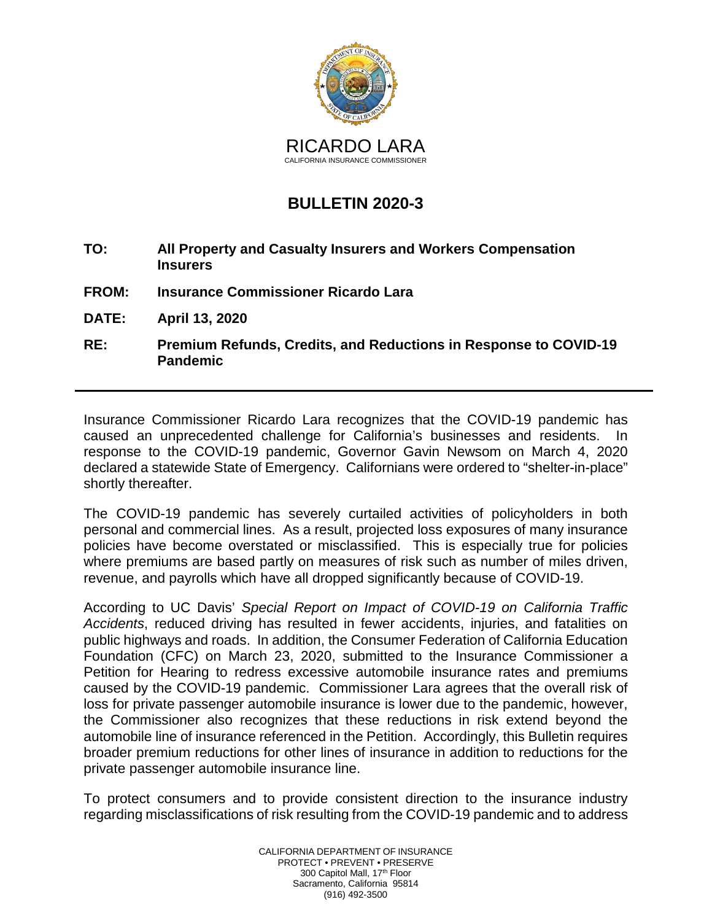RICARDO LARA
CALIFORNIA INSURANCE COMMISSIONER

# BULLETIN 2020-3

**TO:** **All Property and Casualty Insurers and Workers Compensation Insurers**

**FROM:** **Insurance Commissioner Ricardo Lara**

**DATE:** **April 13, 2020**

**RE:** **Premium Refunds, Credits, and Reductions in Response to COVID-19 Pandemic**

---

Insurance Commissioner Ricardo Lara recognizes that the COVID-19 pandemic has caused an unprecedented challenge for California's businesses and residents. In response to the COVID-19 pandemic, Governor Gavin Newsom on March 4, 2020 declared a statewide State of Emergency. Californians were ordered to "shelter-in-place" shortly thereafter.

The COVID-19 pandemic has severely curtailed activities of policyholders in both personal and commercial lines. As a result, projected loss exposures of many insurance policies have become overstated or misclassified. This is especially true for policies where premiums are based partly on measures of risk such as number of miles driven, revenue, and payrolls which have all dropped significantly because of COVID-19.

According to UC Davis' *Special Report on Impact of COVID-19 on California Traffic Accidents*, reduced driving has resulted in fewer accidents, injuries, and fatalities on public highways and roads. In addition, the Consumer Federation of California Education Foundation (CFC) on March 23, 2020, submitted to the Insurance Commissioner a Petition for Hearing to redress excessive automobile insurance rates and premiums caused by the COVID-19 pandemic. Commissioner Lara agrees that the overall risk of loss for private passenger automobile insurance is lower due to the pandemic, however, the Commissioner also recognizes that these reductions in risk extend beyond the automobile line of insurance referenced in the Petition. Accordingly, this Bulletin requires broader premium reductions for other lines of insurance in addition to reductions for the private passenger automobile insurance line.

To protect consumers and to provide consistent direction to the insurance industry regarding misclassifications of risk resulting from the COVID-19 pandemic and to address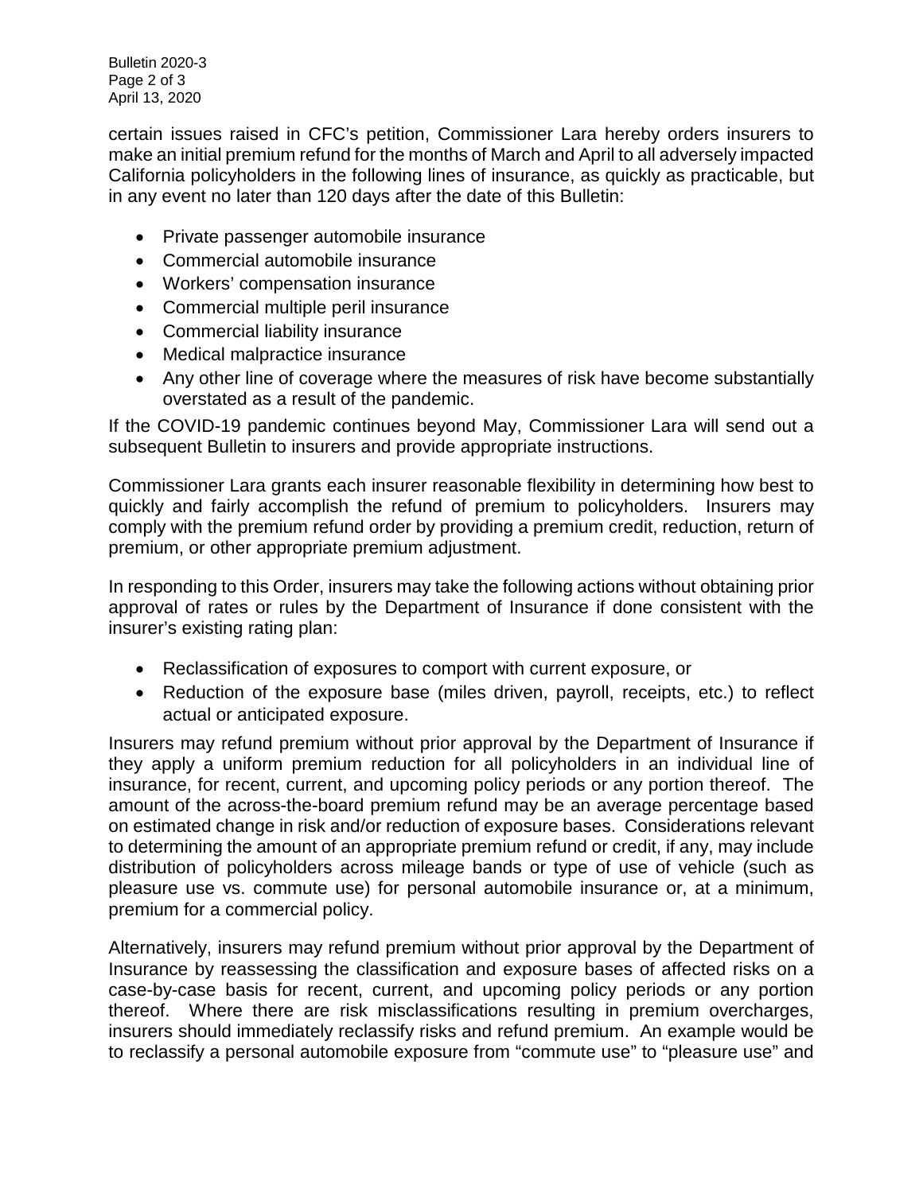certain issues raised in CFC's petition, Commissioner Lara hereby orders insurers to make an initial premium refund for the months of March and April to all adversely impacted California policyholders in the following lines of insurance, as quickly as practicable, but in any event no later than 120 days after the date of this Bulletin:

- Private passenger automobile insurance
- Commercial automobile insurance
- Workers' compensation insurance
- Commercial multiple peril insurance
- Commercial liability insurance
- Medical malpractice insurance
- Any other line of coverage where the measures of risk have become substantially overstated as a result of the pandemic.

If the COVID-19 pandemic continues beyond May, Commissioner Lara will send out a subsequent Bulletin to insurers and provide appropriate instructions.

Commissioner Lara grants each insurer reasonable flexibility in determining how best to quickly and fairly accomplish the refund of premium to policyholders. Insurers may comply with the premium refund order by providing a premium credit, reduction, return of premium, or other appropriate premium adjustment.

In responding to this Order, insurers may take the following actions without obtaining prior approval of rates or rules by the Department of Insurance if done consistent with the insurer's existing rating plan:

- Reclassification of exposures to comport with current exposure, or
- Reduction of the exposure base (miles driven, payroll, receipts, etc.) to reflect actual or anticipated exposure.

Insurers may refund premium without prior approval by the Department of Insurance if they apply a uniform premium reduction for all policyholders in an individual line of insurance, for recent, current, and upcoming policy periods or any portion thereof. The amount of the across-the-board premium refund may be an average percentage based on estimated change in risk and/or reduction of exposure bases. Considerations relevant to determining the amount of an appropriate premium refund or credit, if any, may include distribution of policyholders across mileage bands or type of use of vehicle (such as pleasure use vs. commute use) for personal automobile insurance or, at a minimum, premium for a commercial policy.

Alternatively, insurers may refund premium without prior approval by the Department of Insurance by reassessing the classification and exposure bases of affected risks on a case-by-case basis for recent, current, and upcoming policy periods or any portion thereof. Where there are risk misclassifications resulting in premium overcharges, insurers should immediately reclassify risks and refund premium. An example would be to reclassify a personal automobile exposure from "commute use" to "pleasure use" and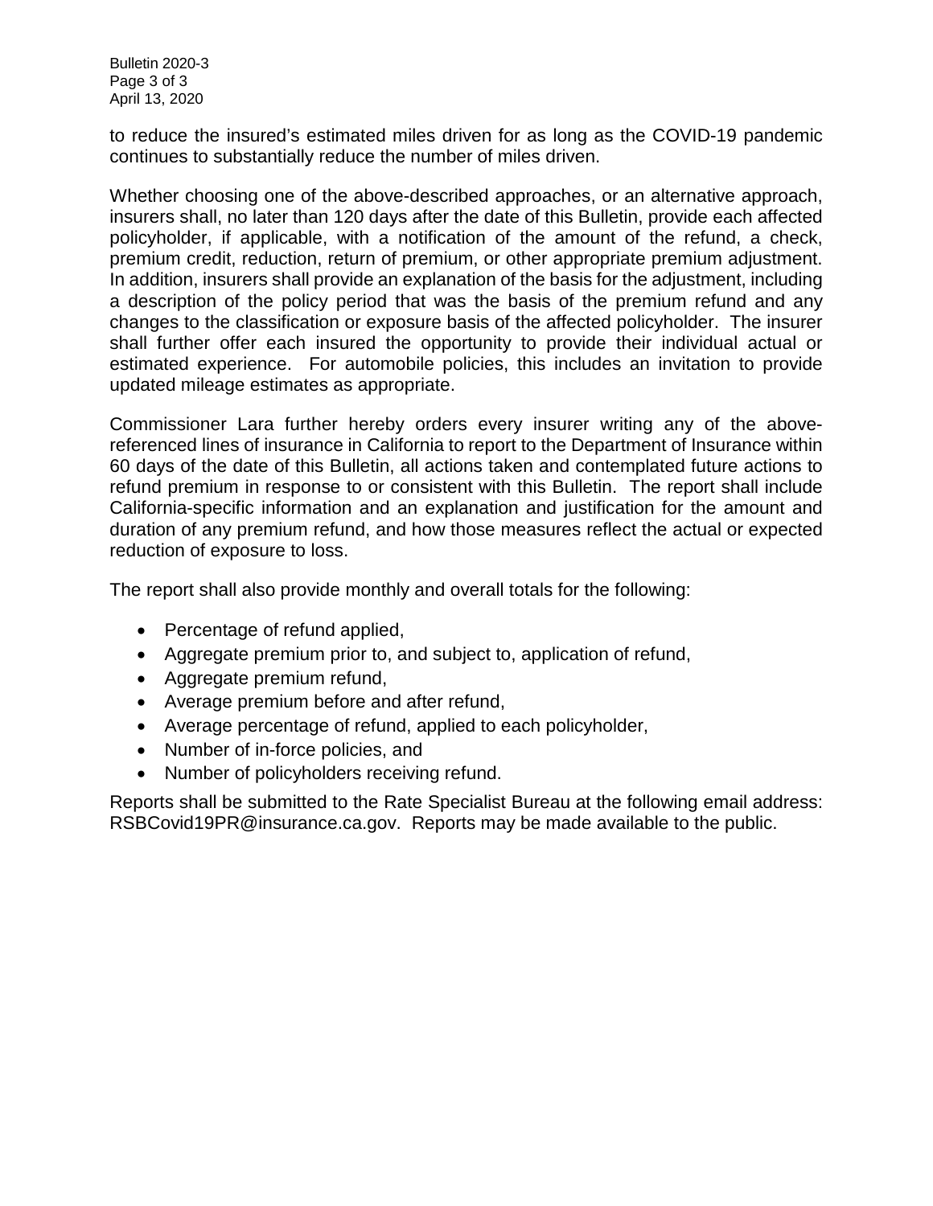to reduce the insured's estimated miles driven for as long as the COVID-19 pandemic continues to substantially reduce the number of miles driven.

Whether choosing one of the above-described approaches, or an alternative approach, insurers shall, no later than 120 days after the date of this Bulletin, provide each affected policyholder, if applicable, with a notification of the amount of the refund, a check, premium credit, reduction, return of premium, or other appropriate premium adjustment. In addition, insurers shall provide an explanation of the basis for the adjustment, including a description of the policy period that was the basis of the premium refund and any changes to the classification or exposure basis of the affected policyholder. The insurer shall further offer each insured the opportunity to provide their individual actual or estimated experience. For automobile policies, this includes an invitation to provide updated mileage estimates as appropriate.

Commissioner Lara further hereby orders every insurer writing any of the above-referenced lines of insurance in California to report to the Department of Insurance within 60 days of the date of this Bulletin, all actions taken and contemplated future actions to refund premium in response to or consistent with this Bulletin. The report shall include California-specific information and an explanation and justification for the amount and duration of any premium refund, and how those measures reflect the actual or expected reduction of exposure to loss.

The report shall also provide monthly and overall totals for the following:

- Percentage of refund applied,
- Aggregate premium prior to, and subject to, application of refund,
- Aggregate premium refund,
- Average premium before and after refund,
- Average percentage of refund, applied to each policyholder,
- Number of in-force policies, and
- Number of policyholders receiving refund.

Reports shall be submitted to the Rate Specialist Bureau at the following email address: RSBCovid19PR@insurance.ca.gov. Reports may be made available to the public.